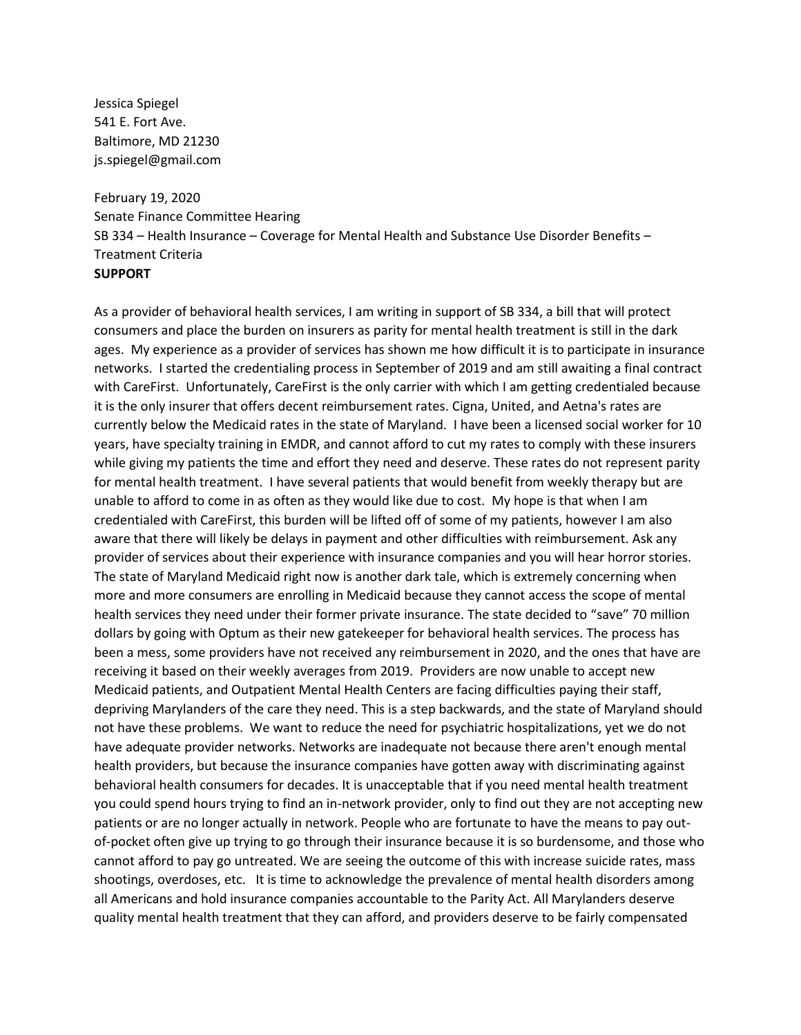Jessica Spiegel
541 E. Fort Ave.
Baltimore, MD 21230
js.spiegel@gmail.com

February 19, 2020
Senate Finance Committee Hearing
SB 334 – Health Insurance – Coverage for Mental Health and Substance Use Disorder Benefits – Treatment Criteria
**SUPPORT**

As a provider of behavioral health services, I am writing in support of SB 334, a bill that will protect consumers and place the burden on insurers as parity for mental health treatment is still in the dark ages. My experience as a provider of services has shown me how difficult it is to participate in insurance networks. I started the credentialing process in September of 2019 and am still awaiting a final contract with CareFirst. Unfortunately, CareFirst is the only carrier with which I am getting credentialed because it is the only insurer that offers decent reimbursement rates. Cigna, United, and Aetna's rates are currently below the Medicaid rates in the state of Maryland. I have been a licensed social worker for 10 years, have specialty training in EMDR, and cannot afford to cut my rates to comply with these insurers while giving my patients the time and effort they need and deserve. These rates do not represent parity for mental health treatment. I have several patients that would benefit from weekly therapy but are unable to afford to come in as often as they would like due to cost. My hope is that when I am credentialed with CareFirst, this burden will be lifted off of some of my patients, however I am also aware that there will likely be delays in payment and other difficulties with reimbursement. Ask any provider of services about their experience with insurance companies and you will hear horror stories. The state of Maryland Medicaid right now is another dark tale, which is extremely concerning when more and more consumers are enrolling in Medicaid because they cannot access the scope of mental health services they need under their former private insurance. The state decided to "save" 70 million dollars by going with Optum as their new gatekeeper for behavioral health services. The process has been a mess, some providers have not received any reimbursement in 2020, and the ones that have are receiving it based on their weekly averages from 2019. Providers are now unable to accept new Medicaid patients, and Outpatient Mental Health Centers are facing difficulties paying their staff, depriving Marylanders of the care they need. This is a step backwards, and the state of Maryland should not have these problems. We want to reduce the need for psychiatric hospitalizations, yet we do not have adequate provider networks. Networks are inadequate not because there aren't enough mental health providers, but because the insurance companies have gotten away with discriminating against behavioral health consumers for decades. It is unacceptable that if you need mental health treatment you could spend hours trying to find an in-network provider, only to find out they are not accepting new patients or are no longer actually in network. People who are fortunate to have the means to pay out-of-pocket often give up trying to go through their insurance because it is so burdensome, and those who cannot afford to pay go untreated. We are seeing the outcome of this with increase suicide rates, mass shootings, overdoses, etc. It is time to acknowledge the prevalence of mental health disorders among all Americans and hold insurance companies accountable to the Parity Act. All Marylanders deserve quality mental health treatment that they can afford, and providers deserve to be fairly compensated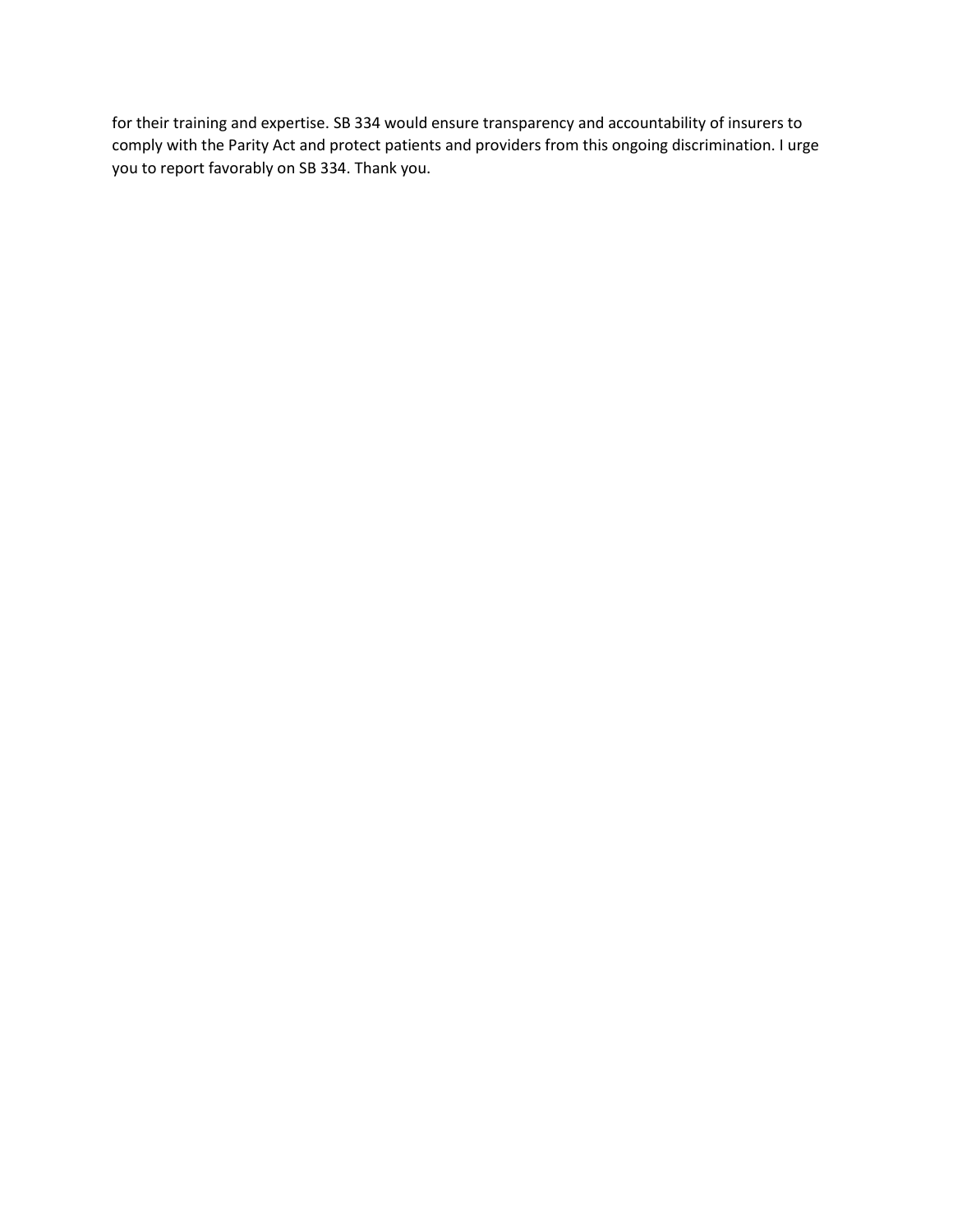for their training and expertise. SB 334 would ensure transparency and accountability of insurers to comply with the Parity Act and protect patients and providers from this ongoing discrimination. I urge you to report favorably on SB 334. Thank you.